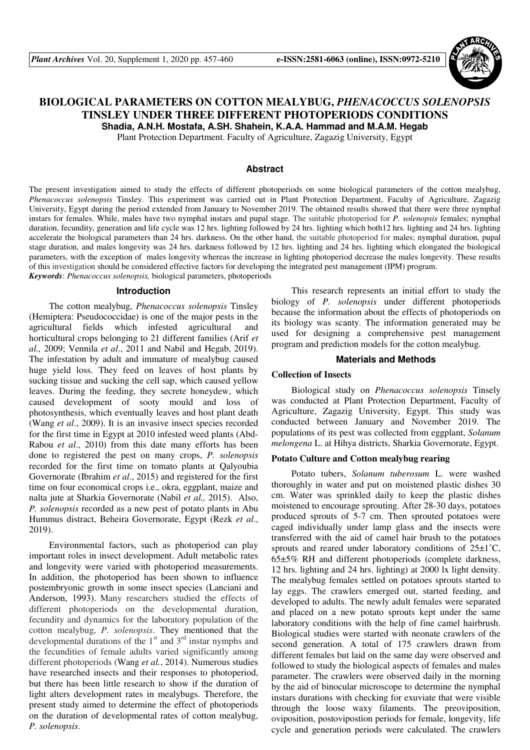# BIOLOGICAL PARAMETERS ON COTTON MEALYBUG, *PHENACOCCUS SOLENOPSIS* TINSLEY UNDER THREE DIFFERENT PHOTOPERIODS CONDITIONS

**Shadia, A.N.H. Mostafa, A.SH. Shahein, K.A.A. Hammad and M.A.M. Hegab**

Plant Protection Department. Faculty of Agriculture, Zagazig University, Egypt

## Abstract

The present investigation aimed to study the effects of different photoperiods on some biological parameters of the cotton mealybug, *Phenacoccus solenopsis* Tinsley. This experiment was carried out in Plant Protection Department, Faculty of Agriculture, Zagazig University, Egypt during the period extended from January to November 2019. The obtained results showed that there were three nymphal instars for females. While, males have two nymphal instars and pupal stage. The suitable photoperiod for *P. solenopsis* females; nymphal duration, fecundity, generation and life cycle was 12 hrs. lighting followed by 24 hrs. lighting which both12 hrs. lighting and 24 hrs. lighting accelerate the biological parameters than 24 hrs. darkness. On the other hand, the suitable photoperiod for males; nymphal duration, pupal stage duration, and males longevity was 24 hrs. darkness followed by 12 hrs. lighting and 24 hrs. lighting which elongated the biological parameters, with the exception of males longevity whereas the increase in lighting photoperiod decrease the males longevity. These results of this investigation should be considered effective factors for developing the integrated pest management (IPM) program.

***Keywords***: *Phenacoccus solenopsis,* biological parameters, photoperiods

## Introduction

The cotton mealybug, *Phenacoccus solenopsis* Tinsley (Hemiptera: Pseudococcidae) is one of the major pests in the agricultural fields which infested agricultural and horticultural crops belonging to 21 different families (Arif *et al.,* 2009; Vennila *et al*., 2011 and Nabil and Hegab, 2019). The infestation by adult and immature of mealybug caused huge yield loss. They feed on leaves of host plants by sucking tissue and sucking the cell sap, which caused yellow leaves. During the feeding, they secrete honeydew, which caused development of sooty mould and loss of photosynthesis, which eventually leaves and host plant death (Wang *et al*., 2009). It is an invasive insect species recorded for the first time in Egypt at 2010 infested weed plants (Abd-Rabou *et al*., 2010) from this date many efforts has been done to registered the pest on many crops, *P. solenopsis* recorded for the first time on tomato plants at Qalyoubia Governorate (Ibrahim *et al*., 2015) and registered for the first time on four economical crops i.e., okra, eggplant, maize and nalta jute at Sharkia Governorate (Nabil *et al.,* 2015). Also, *P. solenopsis* recorded as a new pest of potato plants in Abu Hummus distract, Beheira Governorate, Egypt (Rezk *et al*., 2019).

Environmental factors, such as photoperiod can play important roles in insect development. Adult metabolic rates and longevity were varied with photoperiod measurements. In addition, the photoperiod has been shown to influence postembryonic growth in some insect species (Lanciani and Anderson, 1993). Many researchers studied the effects of different photoperiods on the developmental duration, fecundity and dynamics for the laboratory population of the cotton mealybug, *P. solenopsis*. They mentioned that the developmental durations of the 1$^{st}$ and 3$^{rd}$ instar nymphs and the fecundities of female adults varied significantly among different photoperiods (Wang *et al.*, 2014). Numerous studies have researched insects and their responses to photoperiod, but there has been little research to show if the duration of light alters development rates in mealybugs. Therefore, the present study aimed to determine the effect of photoperiods on the duration of developmental rates of cotton mealybug, *P. solenopsis*.

This research represents an initial effort to study the biology of *P. solenopsis* under different photoperiods because the information about the effects of photoperiods on its biology was scanty. The information generated may be used for designing a comprehensive pest management program and prediction models for the cotton mealybug.

## Materials and Methods

### Collection of Insects

Biological study on *Phenacoccus solenopsis* Tinsely was conducted at Plant Protection Department, Faculty of Agriculture, Zagazig University, Egypt. This study was conducted between January and November 2019. The populations of its pest was collected from eggplant, *Solanum melongena* L. at Hihya districts, Sharkia Governorate, Egypt.

### Potato Culture and Cotton mealybug rearing

Potato tubers, *Solanum tuberosum* L. were washed thoroughly in water and put on moistened plastic dishes 30 cm. Water was sprinkled daily to keep the plastic dishes moistened to encourage sprouting. After 28-30 days, potatoes produced sprouts of 5-7 cm. Then sprouted potatoes were caged individually under lamp glass and the insects were transferred with the aid of camel hair brush to the potatoes sprouts and reared under laboratory conditions of 25±1˚C, 65±5% RH and different photoperiods (complete darkness, 12 hrs. lighting and 24 hrs. lighting) at 2000 lx light density. The mealybug females settled on potatoes sprouts started to lay eggs. The crawlers emerged out, started feeding, and developed to adults. The newly adult females were separated and placed on a new potato sprouts kept under the same laboratory conditions with the help of fine camel hairbrush. Biological studies were started with neonate crawlers of the second generation. A total of 175 crawlers drawn from different females but laid on the same day were observed and followed to study the biological aspects of females and males parameter. The crawlers were observed daily in the morning by the aid of binocular microscope to determine the nymphal instars durations with checking for exuviate that were visible through the loose waxy filaments. The preoviposition, oviposition, postovipostion periods for female, longevity, life cycle and generation periods were calculated. The crawlers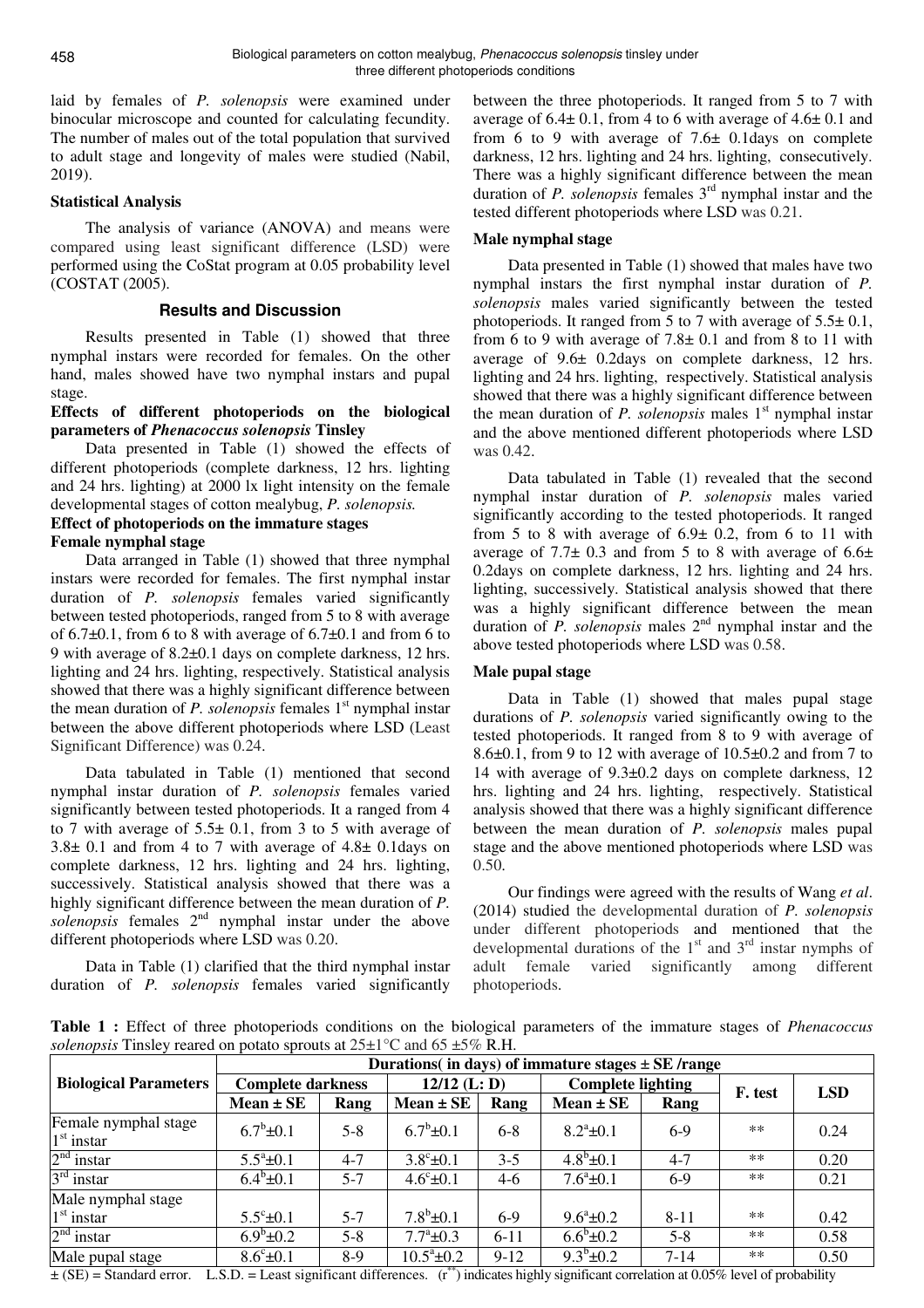laid by females of *P. solenopsis* were examined under binocular microscope and counted for calculating fecundity. The number of males out of the total population that survived to adult stage and longevity of males were studied (Nabil, 2019).

**Statistical Analysis**

The analysis of variance (ANOVA) and means were compared using least significant difference (LSD) were performed using the CoStat program at 0.05 probability level (COSTAT (2005).

## Results and Discussion

Results presented in Table (1) showed that three nymphal instars were recorded for females. On the other hand, males showed have two nymphal instars and pupal stage.

**Effects of different photoperiods on the biological parameters of *Phenacoccus solenopsis* Tinsley**

Data presented in Table (1) showed the effects of different photoperiods (complete darkness, 12 hrs. lighting and 24 hrs. lighting) at 2000 lx light intensity on the female developmental stages of cotton mealybug, *P. solenopsis.*

**Effect of photoperiods on the immature stages**

**Female nymphal stage**

Data arranged in Table (1) showed that three nymphal instars were recorded for females. The first nymphal instar duration of *P. solenopsis* females varied significantly between tested photoperiods, ranged from 5 to 8 with average of 6.7±0.1, from 6 to 8 with average of 6.7±0.1 and from 6 to 9 with average of 8.2±0.1 days on complete darkness, 12 hrs. lighting and 24 hrs. lighting, respectively. Statistical analysis showed that there was a highly significant difference between the mean duration of *P. solenopsis* females 1st nymphal instar between the above different photoperiods where LSD (Least Significant Difference) was 0.24.

Data tabulated in Table (1) mentioned that second nymphal instar duration of *P. solenopsis* females varied significantly between tested photoperiods. It a ranged from 4 to 7 with average of 5.5± 0.1, from 3 to 5 with average of 3.8± 0.1 and from 4 to 7 with average of 4.8± 0.1days on complete darkness, 12 hrs. lighting and 24 hrs. lighting, successively. Statistical analysis showed that there was a highly significant difference between the mean duration of *P. solenopsis* females 2nd nymphal instar under the above different photoperiods where LSD was 0.20.

Data in Table (1) clarified that the third nymphal instar duration of *P. solenopsis* females varied significantly between the three photoperiods. It ranged from 5 to 7 with average of 6.4± 0.1, from 4 to 6 with average of 4.6± 0.1 and from 6 to 9 with average of 7.6± 0.1days on complete darkness, 12 hrs. lighting and 24 hrs. lighting, consecutively. There was a highly significant difference between the mean duration of *P. solenopsis* females 3rd nymphal instar and the tested different photoperiods where LSD was 0.21.

**Male nymphal stage**

Data presented in Table (1) showed that males have two nymphal instars the first nymphal instar duration of *P. solenopsis* males varied significantly between the tested photoperiods. It ranged from 5 to 7 with average of 5.5± 0.1, from 6 to 9 with average of 7.8± 0.1 and from 8 to 11 with average of 9.6± 0.2days on complete darkness, 12 hrs. lighting and 24 hrs. lighting, respectively. Statistical analysis showed that there was a highly significant difference between the mean duration of *P. solenopsis* males 1st nymphal instar and the above mentioned different photoperiods where LSD was 0.42.

Data tabulated in Table (1) revealed that the second nymphal instar duration of *P. solenopsis* males varied significantly according to the tested photoperiods. It ranged from 5 to 8 with average of 6.9± 0.2, from 6 to 11 with average of 7.7± 0.3 and from 5 to 8 with average of 6.6± 0.2days on complete darkness, 12 hrs. lighting and 24 hrs. lighting, successively. Statistical analysis showed that there was a highly significant difference between the mean duration of *P. solenopsis* males 2nd nymphal instar and the above tested photoperiods where LSD was 0.58.

**Male pupal stage**

Data in Table (1) showed that males pupal stage durations of *P. solenopsis* varied significantly owing to the tested photoperiods. It ranged from 8 to 9 with average of 8.6±0.1, from 9 to 12 with average of 10.5±0.2 and from 7 to 14 with average of 9.3±0.2 days on complete darkness, 12 hrs. lighting and 24 hrs. lighting, respectively. Statistical analysis showed that there was a highly significant difference between the mean duration of *P. solenopsis* males pupal stage and the above mentioned photoperiods where LSD was 0.50.

Our findings were agreed with the results of Wang *et al*. (2014) studied the developmental duration of *P. solenopsis* under different photoperiods and mentioned that the developmental durations of the 1st and 3rd instar nymphs of adult female varied significantly among different photoperiods.

**Table 1 :** Effect of three photoperiods conditions on the biological parameters of the immature stages of *Phenacoccus solenopsis* Tinsley reared on potato sprouts at 25±1°C and 65 ±5% R.H.

| Biological Parameters | Durations( in days) of immature stages ± SE /range | | | | | | | |
|---|---|---|---|---|---|---|---|---|
| | Complete darkness | | 12/12 (L: D) | | Complete lighting | | F. test | LSD |
| | Mean ± SE | Rang | Mean ± SE | Rang | Mean ± SE | Rang | | |
| Female nymphal stage 1st instar | $6.7^{b}$±0.1 | 5-8 | $6.7^{b}$±0.1 | 6-8 | $8.2^{a}$±0.1 | 6-9 | ** | 0.24 |
| 2nd instar | $5.5^{a}$±0.1 | 4-7 | $3.8^{c}$±0.1 | 3-5 | $4.8^{b}$±0.1 | 4-7 | ** | 0.20 |
| 3rd instar | $6.4^{b}$±0.1 | 5-7 | $4.6^{c}$±0.1 | 4-6 | $7.6^{a}$±0.1 | 6-9 | ** | 0.21 |
| Male nymphal stage 1st instar | $5.5^{c}$±0.1 | 5-7 | $7.8^{b}$±0.1 | 6-9 | $9.6^{a}$±0.2 | 8-11 | ** | 0.42 |
| 2nd instar | $6.9^{b}$±0.2 | 5-8 | $7.7^{a}$±0.3 | 6-11 | $6.6^{b}$±0.2 | 5-8 | ** | 0.58 |
| Male pupal stage | $8.6^{c}$±0.1 | 8-9 | $10.5^{a}$±0.2 | 9-12 | $9.3^{b}$±0.2 | 7-14 | ** | 0.50 |

± (SE) = Standard error. L.S.D. = Least significant differences. ($r^{**}$) indicates highly significant correlation at 0.05% level of probability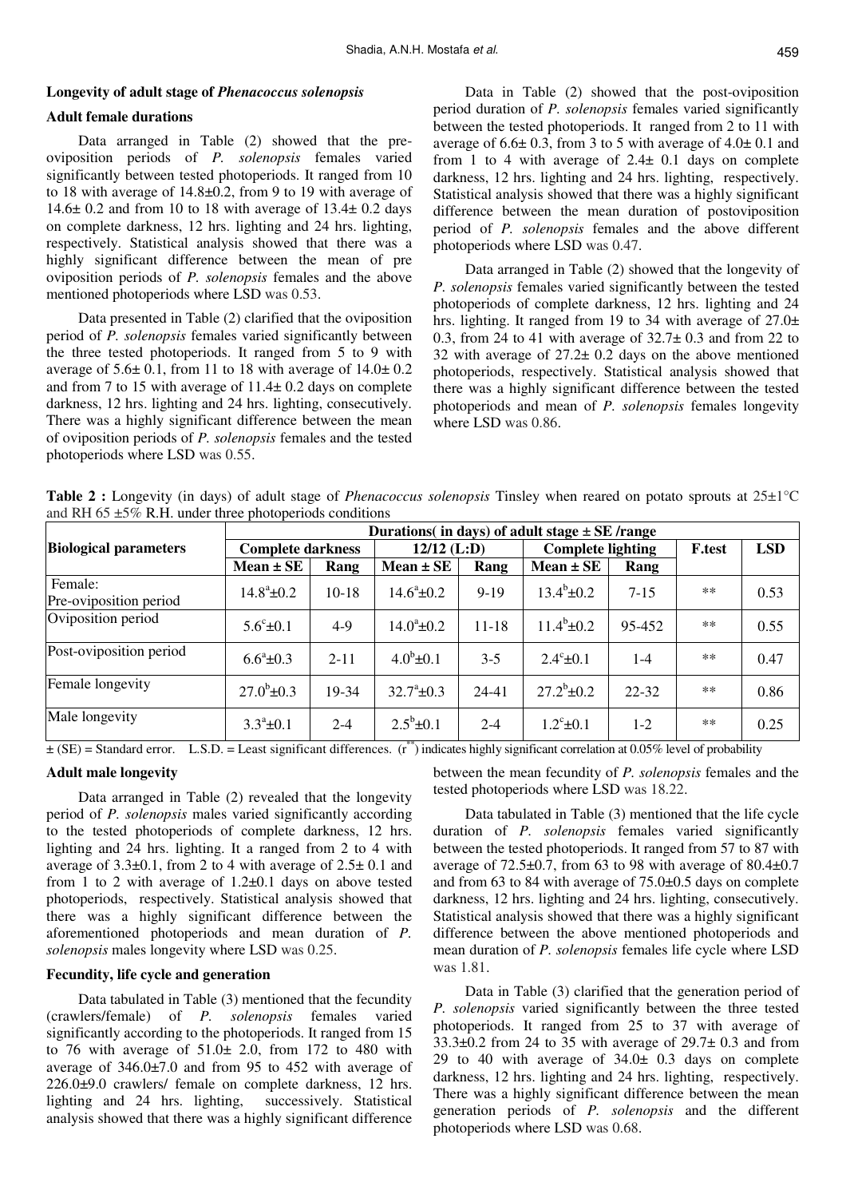### Longevity of adult stage of *Phenacoccus solenopsis*

#### Adult female durations

Data arranged in Table (2) showed that the pre-oviposition periods of *P. solenopsis* females varied significantly between tested photoperiods. It ranged from 10 to 18 with average of 14.8±0.2, from 9 to 19 with average of 14.6± 0.2 and from 10 to 18 with average of 13.4± 0.2 days on complete darkness, 12 hrs. lighting and 24 hrs. lighting, respectively. Statistical analysis showed that there was a highly significant difference between the mean of pre oviposition periods of *P. solenopsis* females and the above mentioned photoperiods where LSD was 0.53.

Data presented in Table (2) clarified that the oviposition period of *P. solenopsis* females varied significantly between the three tested photoperiods. It ranged from 5 to 9 with average of 5.6± 0.1, from 11 to 18 with average of 14.0± 0.2 and from 7 to 15 with average of 11.4± 0.2 days on complete darkness, 12 hrs. lighting and 24 hrs. lighting, consecutively. There was a highly significant difference between the mean of oviposition periods of *P. solenopsis* females and the tested photoperiods where LSD was 0.55.

Data in Table (2) showed that the post-oviposition period duration of *P. solenopsis* females varied significantly between the tested photoperiods. It ranged from 2 to 11 with average of 6.6± 0.3, from 3 to 5 with average of 4.0± 0.1 and from 1 to 4 with average of 2.4± 0.1 days on complete darkness, 12 hrs. lighting and 24 hrs. lighting, respectively. Statistical analysis showed that there was a highly significant difference between the mean duration of postoviposition period of *P. solenopsis* females and the above different photoperiods where LSD was 0.47.

Data arranged in Table (2) showed that the longevity of *P. solenopsis* females varied significantly between the tested photoperiods of complete darkness, 12 hrs. lighting and 24 hrs. lighting. It ranged from 19 to 34 with average of 27.0± 0.3, from 24 to 41 with average of 32.7± 0.3 and from 22 to 32 with average of 27.2± 0.2 days on the above mentioned photoperiods, respectively. Statistical analysis showed that there was a highly significant difference between the tested photoperiods and mean of *P. solenopsis* females longevity where LSD was 0.86.

**Table 2 :** Longevity (in days) of adult stage of *Phenacoccus solenopsis* Tinsley when reared on potato sprouts at 25±1°C and RH 65 ±5% R.H. under three photoperiods conditions

| Biological parameters | Durations( in days) of adult stage ± SE /range | | | | | | | |
|---|---|---|---|---|---|---|---|---|
| | Complete darkness | | 12/12 (L:D) | | Complete lighting | | F.test | LSD |
| | Mean ± SE | Rang | Mean ± SE | Rang | Mean ± SE | Rang | | |
| Female: Pre-oviposition period | $14.8^{a}$±0.2 | 10-18 | $14.6^{a}$±0.2 | 9-19 | $13.4^{b}$±0.2 | 7-15 | ** | 0.53 |
| Oviposition period | $5.6^{c}$±0.1 | 4-9 | $14.0^{a}$±0.2 | 11-18 | $11.4^{b}$±0.2 | 95-452 | ** | 0.55 |
| Post-oviposition period | $6.6^{a}$±0.3 | 2-11 | $4.0^{b}$±0.1 | 3-5 | $2.4^{c}$±0.1 | 1-4 | ** | 0.47 |
| Female longevity | $27.0^{b}$±0.3 | 19-34 | $32.7^{a}$±0.3 | 24-41 | $27.2^{b}$±0.2 | 22-32 | ** | 0.86 |
| Male longevity | $3.3^{a}$±0.1 | 2-4 | $2.5^{b}$±0.1 | 2-4 | $1.2^{c}$±0.1 | 1-2 | ** | 0.25 |

± (SE) = Standard error. L.S.D. = Least significant differences. ($r^{**}$) indicates highly significant correlation at 0.05% level of probability

#### Adult male longevity

Data arranged in Table (2) revealed that the longevity period of *P. solenopsis* males varied significantly according to the tested photoperiods of complete darkness, 12 hrs. lighting and 24 hrs. lighting. It a ranged from 2 to 4 with average of 3.3±0.1, from 2 to 4 with average of 2.5± 0.1 and from 1 to 2 with average of 1.2±0.1 days on above tested photoperiods, respectively. Statistical analysis showed that there was a highly significant difference between the aforementioned photoperiods and mean duration of *P. solenopsis* males longevity where LSD was 0.25.

#### Fecundity, life cycle and generation

Data tabulated in Table (3) mentioned that the fecundity (crawlers/female) of *P. solenopsis* females varied significantly according to the photoperiods. It ranged from 15 to 76 with average of 51.0± 2.0, from 172 to 480 with average of 346.0±7.0 and from 95 to 452 with average of 226.0±9.0 crawlers/ female on complete darkness, 12 hrs. lighting and 24 hrs. lighting, successively. Statistical analysis showed that there was a highly significant difference between the mean fecundity of *P. solenopsis* females and the tested photoperiods where LSD was 18.22.

Data tabulated in Table (3) mentioned that the life cycle duration of *P. solenopsis* females varied significantly between the tested photoperiods. It ranged from 57 to 87 with average of 72.5±0.7, from 63 to 98 with average of 80.4±0.7 and from 63 to 84 with average of 75.0±0.5 days on complete darkness, 12 hrs. lighting and 24 hrs. lighting, consecutively. Statistical analysis showed that there was a highly significant difference between the above mentioned photoperiods and mean duration of *P. solenopsis* females life cycle where LSD was 1.81.

Data in Table (3) clarified that the generation period of *P. solenopsis* varied significantly between the three tested photoperiods. It ranged from 25 to 37 with average of 33.3±0.2 from 24 to 35 with average of 29.7± 0.3 and from 29 to 40 with average of 34.0± 0.3 days on complete darkness, 12 hrs. lighting and 24 hrs. lighting, respectively. There was a highly significant difference between the mean generation periods of *P. solenopsis* and the different photoperiods where LSD was 0.68.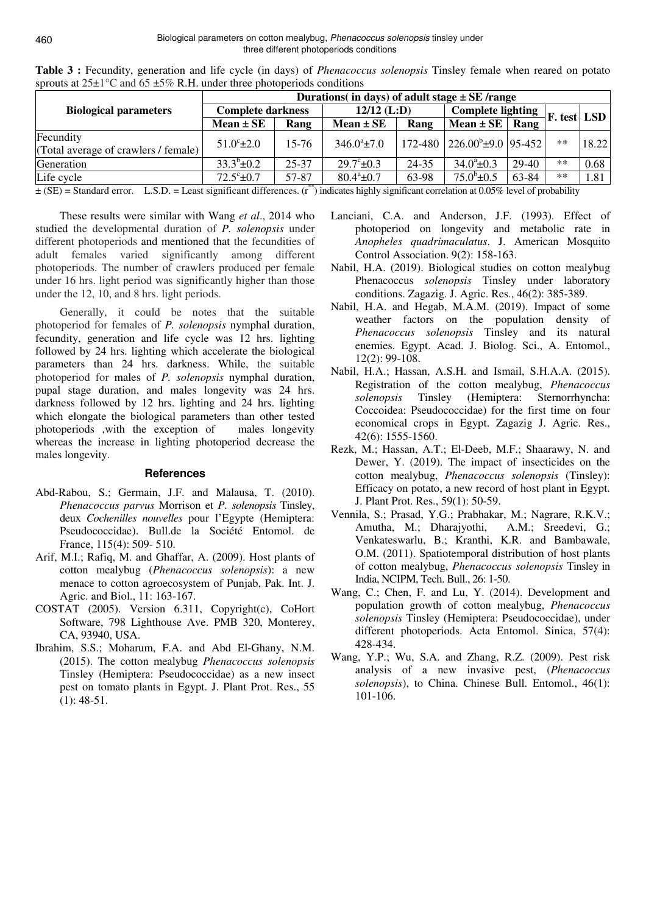**Table 3 :** Fecundity, generation and life cycle (in days) of *Phenacoccus solenopsis* Tinsley female when reared on potato sprouts at 25±1°C and 65 ±5% R.H. under three photoperiods conditions

| Biological parameters | Durations( in days) of adult stage ± SE /range | | | | | | F. test | LSD |
|---|---|---|---|---|---|---|---|---|
| | Complete darkness | | 12/12 (L:D) | | Complete lighting | | | |
| | Mean ± SE | Rang | Mean ± SE | Rang | Mean ± SE | Rang | | |
| Fecundity (Total average of crawlers / female) | $51.0^{c}±2.0$ | 15-76 | $346.0^{a}±7.0$ | 172-480 | $226.00^{b}±9.0$ | 95-452 | ** | 18.22 |
| Generation | $33.3^{b}±0.2$ | 25-37 | $29.7^{c}±0.3$ | 24-35 | $34.0^{a}±0.3$ | 29-40 | ** | 0.68 |
| Life cycle | $72.5^{c}±0.7$ | 57-87 | $80.4^{a}±0.7$ | 63-98 | $75.0^{b}±0.5$ | 63-84 | ** | 1.81 |

± (SE) = Standard error. L.S.D. = Least significant differences. ($r^{**}$) indicates highly significant correlation at 0.05% level of probability

These results were similar with Wang *et al*., 2014 who studied the developmental duration of *P. solenopsis* under different photoperiods and mentioned that the fecundities of adult females varied significantly among different photoperiods. The number of crawlers produced per female under 16 hrs. light period was significantly higher than those under the 12, 10, and 8 hrs. light periods.

Generally, it could be notes that the suitable photoperiod for females of *P. solenopsis* nymphal duration, fecundity, generation and life cycle was 12 hrs. lighting followed by 24 hrs. lighting which accelerate the biological parameters than 24 hrs. darkness. While, the suitable photoperiod for males of *P. solenopsis* nymphal duration, pupal stage duration, and males longevity was 24 hrs. darkness followed by 12 hrs. lighting and 24 hrs. lighting which elongate the biological parameters than other tested photoperiods ,with the exception of males longevity whereas the increase in lighting photoperiod decrease the males longevity.

## References

Abd-Rabou, S.; Germain, J.F. and Malausa, T. (2010). *Phenacoccus parvus* Morrison et *P. solenopsis* Tinsley, deux *Cochenilles nouvelles* pour l'Egypte (Hemiptera: Pseudococcidae). Bull.de la Société Entomol. de France, 115(4): 509- 510.

Arif, M.I.; Rafiq, M. and Ghaffar, A. (2009). Host plants of cotton mealybug (*Phenacoccus solenopsis*): a new menace to cotton agroecosystem of Punjab, Pak. Int. J. Agric. and Biol., 11: 163-167.

COSTAT (2005). Version 6.311, Copyright(c), CoHort Software, 798 Lighthouse Ave. PMB 320, Monterey, CA, 93940, USA.

Ibrahim, S.S.; Moharum, F.A. and Abd El-Ghany, N.M. (2015). The cotton mealybug *Phenacoccus solenopsis* Tinsley (Hemiptera: Pseudococcidae) as a new insect pest on tomato plants in Egypt. J. Plant Prot. Res., 55 (1): 48-51.

Lanciani, C.A. and Anderson, J.F. (1993). Effect of photoperiod on longevity and metabolic rate in *Anopheles quadrimaculatus*. J. American Mosquito Control Association. 9(2): 158-163.

Nabil, H.A. (2019). Biological studies on cotton mealybug Phenacoccus *solenopsis* Tinsley under laboratory conditions. Zagazig. J. Agric. Res., 46(2): 385-389.

Nabil, H.A. and Hegab, M.A.M. (2019). Impact of some weather factors on the population density of *Phenacoccus solenopsis* Tinsley and its natural enemies. Egypt. Acad. J. Biolog. Sci., A. Entomol., 12(2): 99-108.

Nabil, H.A.; Hassan, A.S.H. and Ismail, S.H.A.A. (2015). Registration of the cotton mealybug, *Phenacoccus solenopsis* Tinsley (Hemiptera: Sternorrhyncha: Coccoidea: Pseudococcidae) for the first time on four economical crops in Egypt. Zagazig J. Agric. Res., 42(6): 1555-1560.

Rezk, M.; Hassan, A.T.; El-Deeb, M.F.; Shaarawy, N. and Dewer, Y. (2019). The impact of insecticides on the cotton mealybug, *Phenacoccus solenopsis* (Tinsley): Efficacy on potato, a new record of host plant in Egypt. J. Plant Prot. Res., 59(1): 50-59.

Vennila, S.; Prasad, Y.G.; Prabhakar, M.; Nagrare, R.K.V.; Amutha, M.; Dharajyothi, A.M.; Sreedevi, G.; Venkateswarlu, B.; Kranthi, K.R. and Bambawale, O.M. (2011). Spatiotemporal distribution of host plants of cotton mealybug, *Phenacoccus solenopsis* Tinsley in India, NCIPM, Tech. Bull., 26: 1-50.

Wang, C.; Chen, F. and Lu, Y. (2014). Development and population growth of cotton mealybug, *Phenacoccus solenopsis* Tinsley (Hemiptera: Pseudococcidae), under different photoperiods. Acta Entomol. Sinica, 57(4): 428-434.

Wang, Y.P.; Wu, S.A. and Zhang, R.Z. (2009). Pest risk analysis of a new invasive pest, (*Phenacoccus solenopsis*), to China. Chinese Bull. Entomol., 46(1): 101-106.